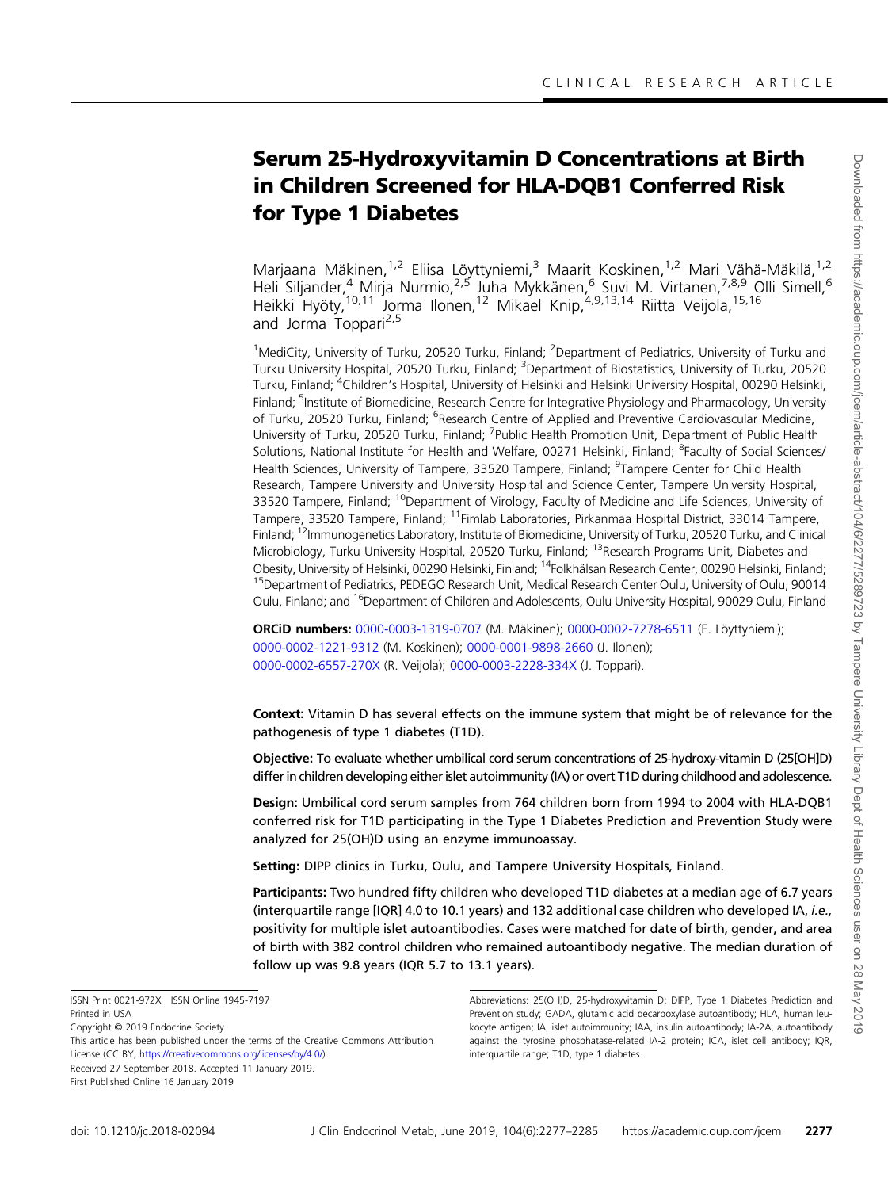# Serum 25-Hydroxyvitamin D Concentrations at Birth in Children Screened for HLA-DQB1 Conferred Risk for Type 1 Diabetes

Marjaana Mäkinen,[1,2] Eliisa Löyttyniemi,[3] Maarit Koskinen,[1,2] Mari Vähä-Mäkilä,[1,2] Heli Siljander,[4] Mirja Nurmio,[2,5] Juha Mykkänen,[6] Suvi M. Virtanen,[7,8,9] Olli Simell,[6] Heikki Hyöty,[10,11] Jorma Ilonen,[12] Mikael Knip,[4,9,13,14] Riitta Veijola,[15,16] and Jorma Toppari[2,5]

[1]MediCity, University of Turku, 20520 Turku, Finland; [2]Department of Pediatrics, University of Turku and Turku University Hospital, 20520 Turku, Finland; [3]Department of Biostatistics, University of Turku, 20520 Turku, Finland; [4]Children's Hospital, University of Helsinki and Helsinki University Hospital, 00290 Helsinki, Finland; [5]Institute of Biomedicine, Research Centre for Integrative Physiology and Pharmacology, University of Turku, 20520 Turku, Finland; [6]Research Centre of Applied and Preventive Cardiovascular Medicine, University of Turku, 20520 Turku, Finland; [7]Public Health Promotion Unit, Department of Public Health Solutions, National Institute for Health and Welfare, 00271 Helsinki, Finland; [8]Faculty of Social Sciences/Health Sciences, University of Tampere, 33520 Tampere, Finland; [9]Tampere Center for Child Health Research, Tampere University and University Hospital and Science Center, Tampere University Hospital, 33520 Tampere, Finland; [10]Department of Virology, Faculty of Medicine and Life Sciences, University of Tampere, 33520 Tampere, Finland; [11]Fimlab Laboratories, Pirkanmaa Hospital District, 33014 Tampere, Finland; [12]Immunogenetics Laboratory, Institute of Biomedicine, University of Turku, 20520 Turku, and Clinical Microbiology, Turku University Hospital, 20520 Turku, Finland; [13]Research Programs Unit, Diabetes and Obesity, University of Helsinki, 00290 Helsinki, Finland; [14]Folkhälsan Research Center, 00290 Helsinki, Finland; [15]Department of Pediatrics, PEDEGO Research Unit, Medical Research Center Oulu, University of Oulu, 90014 Oulu, Finland; and [16]Department of Children and Adolescents, Oulu University Hospital, 90029 Oulu, Finland

**ORCiD numbers:** 0000-0003-1319-0707 (M. Mäkinen); 0000-0002-7278-6511 (E. Löyttyniemi); 0000-0002-1221-9312 (M. Koskinen); 0000-0001-9898-2660 (J. Ilonen); 0000-0002-6557-270X (R. Veijola); 0000-0003-2228-334X (J. Toppari).

**Context:** Vitamin D has several effects on the immune system that might be of relevance for the pathogenesis of type 1 diabetes (T1D).

**Objective:** To evaluate whether umbilical cord serum concentrations of 25-hydroxy-vitamin D (25[OH]D) differ in children developing either islet autoimmunity (IA) or overt T1D during childhood and adolescence.

**Design:** Umbilical cord serum samples from 764 children born from 1994 to 2004 with HLA-DQB1 conferred risk for T1D participating in the Type 1 Diabetes Prediction and Prevention Study were analyzed for 25(OH)D using an enzyme immunoassay.

**Setting:** DIPP clinics in Turku, Oulu, and Tampere University Hospitals, Finland.

**Participants:** Two hundred fifty children who developed T1D diabetes at a median age of 6.7 years (interquartile range [IQR] 4.0 to 10.1 years) and 132 additional case children who developed IA, *i.e.,* positivity for multiple islet autoantibodies. Cases were matched for date of birth, gender, and area of birth with 382 control children who remained autoantibody negative. The median duration of follow up was 9.8 years (IQR 5.7 to 13.1 years).

ISSN Print 0021-972X ISSN Online 1945-7197
Printed in USA
Copyright © 2019 Endocrine Society
This article has been published under the terms of the Creative Commons Attribution License (CC BY; https://creativecommons.org/licenses/by/4.0/).
Received 27 September 2018. Accepted 11 January 2019.
First Published Online 16 January 2019

Abbreviations: 25(OH)D, 25-hydroxyvitamin D; DIPP, Type 1 Diabetes Prediction and Prevention study; GADA, glutamic acid decarboxylase autoantibody; HLA, human leukocyte antigen; IA, islet autoimmunity; IAA, insulin autoantibody; IA-2A, autoantibody against the tyrosine phosphatase-related IA-2 protein; ICA, islet cell antibody; IQR, interquartile range; T1D, type 1 diabetes.

doi: 10.1210/jc.2018-02094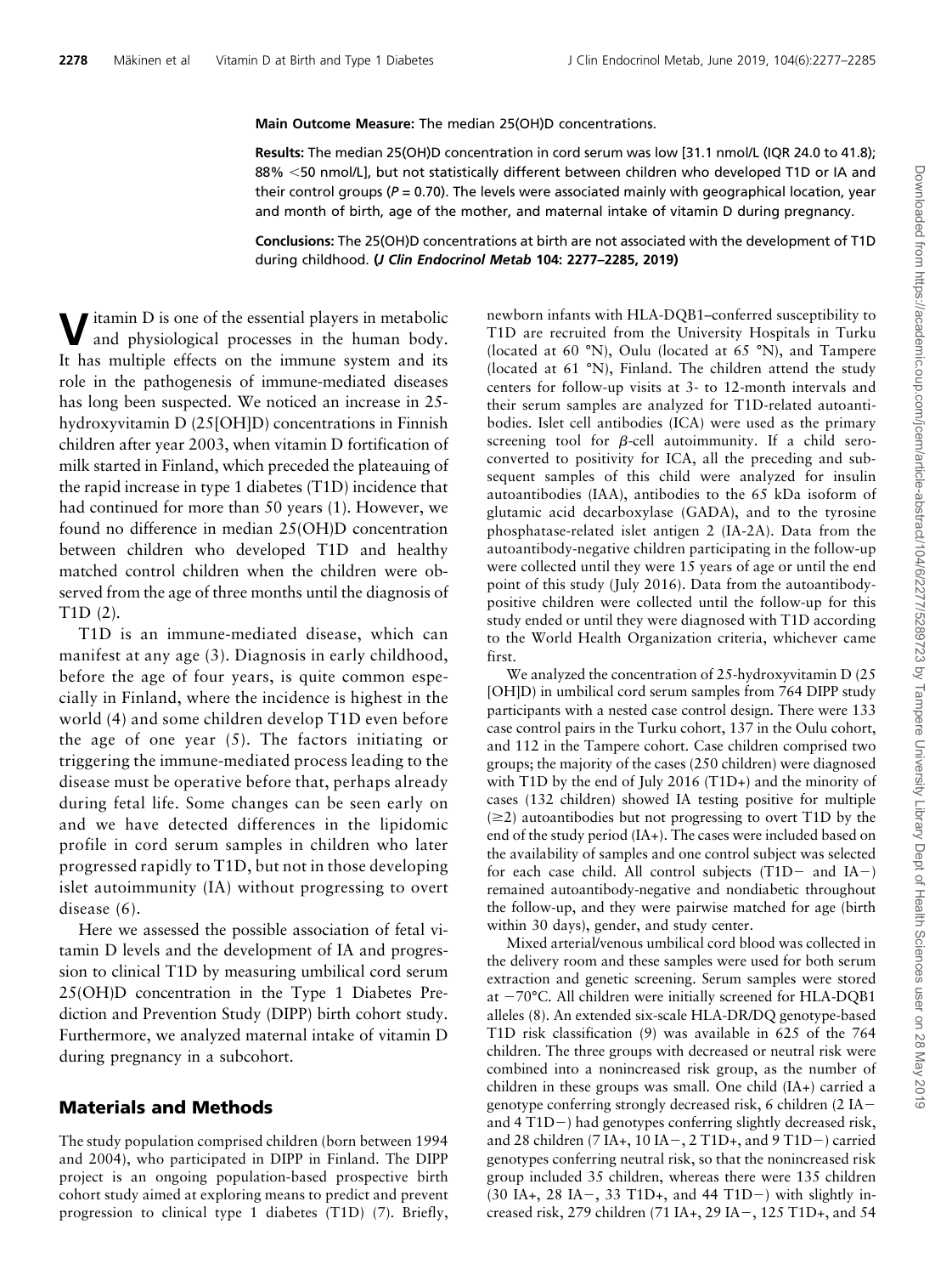**Main Outcome Measure:** The median 25(OH)D concentrations.

**Results:** The median 25(OH)D concentration in cord serum was low [31.1 nmol/L (IQR 24.0 to 41.8); 88% <50 nmol/L], but not statistically different between children who developed T1D or IA and their control groups ($P = 0.70$). The levels were associated mainly with geographical location, year and month of birth, age of the mother, and maternal intake of vitamin D during pregnancy.

**Conclusions:** The 25(OH)D concentrations at birth are not associated with the development of T1D during childhood. ***(J Clin Endocrinol Metab* 104: 2277–2285, 2019)**

Vitamin D is one of the essential players in metabolic and physiological processes in the human body. It has multiple effects on the immune system and its role in the pathogenesis of immune-mediated diseases has long been suspected. We noticed an increase in 25-hydroxyvitamin D (25[OH]D) concentrations in Finnish children after year 2003, when vitamin D fortification of milk started in Finland, which preceded the plateauing of the rapid increase in type 1 diabetes (T1D) incidence that had continued for more than 50 years (1). However, we found no difference in median 25(OH)D concentration between children who developed T1D and healthy matched control children when the children were observed from the age of three months until the diagnosis of T1D (2).

T1D is an immune-mediated disease, which can manifest at any age (3). Diagnosis in early childhood, before the age of four years, is quite common especially in Finland, where the incidence is highest in the world (4) and some children develop T1D even before the age of one year (5). The factors initiating or triggering the immune-mediated process leading to the disease must be operative before that, perhaps already during fetal life. Some changes can be seen early on and we have detected differences in the lipidomic profile in cord serum samples in children who later progressed rapidly to T1D, but not in those developing islet autoimmunity (IA) without progressing to overt disease (6).

Here we assessed the possible association of fetal vitamin D levels and the development of IA and progression to clinical T1D by measuring umbilical cord serum 25(OH)D concentration in the Type 1 Diabetes Prediction and Prevention Study (DIPP) birth cohort study. Furthermore, we analyzed maternal intake of vitamin D during pregnancy in a subcohort.

## Materials and Methods

The study population comprised children (born between 1994 and 2004), who participated in DIPP in Finland. The DIPP project is an ongoing population-based prospective birth cohort study aimed at exploring means to predict and prevent progression to clinical type 1 diabetes (T1D) (7). Briefly, newborn infants with HLA-DQB1–conferred susceptibility to T1D are recruited from the University Hospitals in Turku (located at 60 °N), Oulu (located at 65 °N), and Tampere (located at 61 °N), Finland. The children attend the study centers for follow-up visits at 3- to 12-month intervals and their serum samples are analyzed for T1D-related autoantibodies. Islet cell antibodies (ICA) were used as the primary screening tool for $\beta$-cell autoimmunity. If a child seroconverted to positivity for ICA, all the preceding and subsequent samples of this child were analyzed for insulin autoantibodies (IAA), antibodies to the 65 kDa isoform of glutamic acid decarboxylase (GADA), and to the tyrosine phosphatase-related islet antigen 2 (IA-2A). Data from the autoantibody-negative children participating in the follow-up were collected until they were 15 years of age or until the end point of this study (July 2016). Data from the autoantibody-positive children were collected until the follow-up for this study ended or until they were diagnosed with T1D according to the World Health Organization criteria, whichever came first.

We analyzed the concentration of 25-hydroxyvitamin D (25[OH]D) in umbilical cord serum samples from 764 DIPP study participants with a nested case control design. There were 133 case control pairs in the Turku cohort, 137 in the Oulu cohort, and 112 in the Tampere cohort. Case children comprised two groups; the majority of the cases (250 children) were diagnosed with T1D by the end of July 2016 (T1D+) and the minority of cases (132 children) showed IA testing positive for multiple (≥2) autoantibodies but not progressing to overt T1D by the end of the study period (IA+). The cases were included based on the availability of samples and one control subject was selected for each case child. All control subjects (T1D− and IA−) remained autoantibody-negative and nondiabetic throughout the follow-up, and they were pairwise matched for age (birth within 30 days), gender, and study center.

Mixed arterial/venous umbilical cord blood was collected in the delivery room and these samples were used for both serum extraction and genetic screening. Serum samples were stored at −70°C. All children were initially screened for HLA-DQB1 alleles (8). An extended six-scale HLA-DR/DQ genotype-based T1D risk classification (9) was available in 625 of the 764 children. The three groups with decreased or neutral risk were combined into a nonincreased risk group, as the number of children in these groups was small. One child (IA+) carried a genotype conferring strongly decreased risk, 6 children (2 IA− and 4 T1D−) had genotypes conferring slightly decreased risk, and 28 children (7 IA+, 10 IA−, 2 T1D+, and 9 T1D−) carried genotypes conferring neutral risk, so that the nonincreased risk group included 35 children, whereas there were 135 children (30 IA+, 28 IA−, 33 T1D+, and 44 T1D−) with slightly increased risk, 279 children (71 IA+, 29 IA−, 125 T1D+, and 54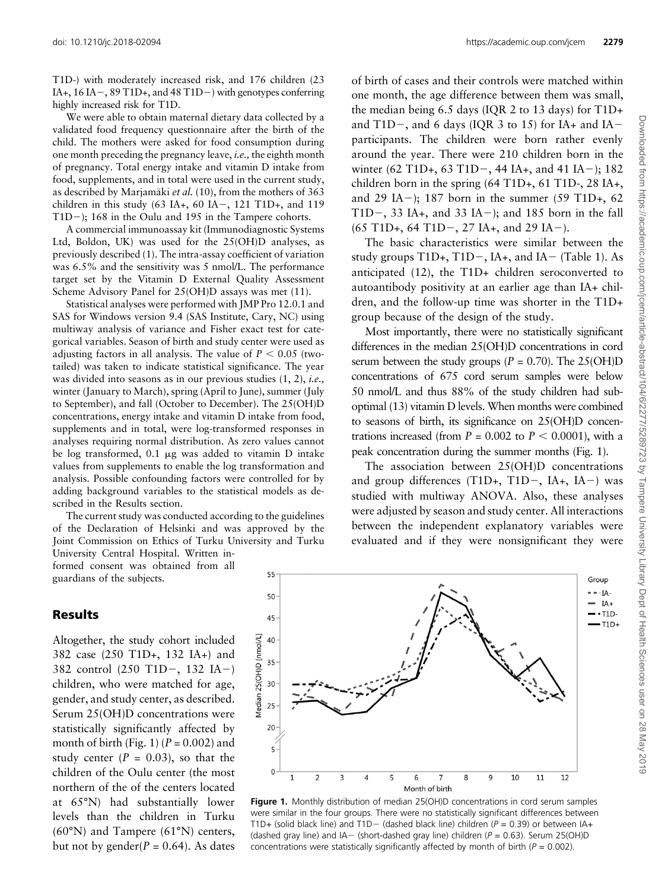T1D-) with moderately increased risk, and 176 children (23 IA+, 16 IA−, 89 T1D+, and 48 T1D−) with genotypes conferring highly increased risk for T1D.

We were able to obtain maternal dietary data collected by a validated food frequency questionnaire after the birth of the child. The mothers were asked for food consumption during one month preceding the pregnancy leave, *i.e.,* the eighth month of pregnancy. Total energy intake and vitamin D intake from food, supplements, and in total were used in the current study, as described by Marjamäki *et al.* (10), from the mothers of 363 children in this study (63 IA+, 60 IA−, 121 T1D+, and 119 T1D−); 168 in the Oulu and 195 in the Tampere cohorts.

A commercial immunoassay kit (Immunodiagnostic Systems Ltd, Boldon, UK) was used for the 25(OH)D analyses, as previously described (1). The intra-assay coefficient of variation was 6.5% and the sensitivity was 5 nmol/L. The performance target set by the Vitamin D External Quality Assessment Scheme Advisory Panel for 25(OH)D assays was met (11).

Statistical analyses were performed with JMP Pro 12.0.1 and SAS for Windows version 9.4 (SAS Institute, Cary, NC) using multiway analysis of variance and Fisher exact test for categorical variables. Season of birth and study center were used as adjusting factors in all analysis. The value of $P < 0.05$ (two-tailed) was taken to indicate statistical significance. The year was divided into seasons as in our previous studies (1, 2), *i.e.,* winter (January to March), spring (April to June), summer (July to September), and fall (October to December). The 25(OH)D concentrations, energy intake and vitamin D intake from food, supplements and in total, were log-transformed responses in analyses requiring normal distribution. As zero values cannot be log transformed, 0.1 μg was added to vitamin D intake values from supplements to enable the log transformation and analysis. Possible confounding factors were controlled for by adding background variables to the statistical models as described in the Results section.

The current study was conducted according to the guidelines of the Declaration of Helsinki and was approved by the Joint Commission on Ethics of Turku University and Turku University Central Hospital. Written informed consent was obtained from all guardians of the subjects.

## Results

Altogether, the study cohort included 382 case (250 T1D+, 132 IA+) and 382 control (250 T1D−, 132 IA−) children, who were matched for age, gender, and study center, as described. Serum 25(OH)D concentrations were statistically significantly affected by month of birth (Fig. 1) ($P = 0.002$) and study center ($P = 0.03$), so that the children of the Oulu center (the most northern of the of the centers located at 65°N) had substantially lower levels than the children in Turku (60°N) and Tampere (61°N) centers, but not by gender($P = 0.64$). As dates of birth of cases and their controls were matched within one month, the age difference between them was small, the median being 6.5 days (IQR 2 to 13 days) for T1D+ and T1D−, and 6 days (IQR 3 to 15) for IA+ and IA− participants. The children were born rather evenly around the year. There were 210 children born in the winter (62 T1D+, 63 T1D−, 44 IA+, and 41 IA−); 182 children born in the spring (64 T1D+, 61 T1D-, 28 IA+, and 29 IA−); 187 born in the summer (59 T1D+, 62 T1D−, 33 IA+, and 33 IA−); and 185 born in the fall (65 T1D+, 64 T1D−, 27 IA+, and 29 IA−).

The basic characteristics were similar between the study groups T1D+, T1D−, IA+, and IA− (Table 1). As anticipated (12), the T1D+ children seroconverted to autoantibody positivity at an earlier age than IA+ children, and the follow-up time was shorter in the T1D+ group because of the design of the study.

Most importantly, there were no statistically significant differences in the median 25(OH)D concentrations in cord serum between the study groups ($P = 0.70$). The 25(OH)D concentrations of 675 cord serum samples were below 50 nmol/L and thus 88% of the study children had suboptimal (13) vitamin D levels. When months were combined to seasons of birth, its significance on 25(OH)D concentrations increased (from $P = 0.002$ to $P < 0.0001$), with a peak concentration during the summer months (Fig. 1).

The association between 25(OH)D concentrations and group differences (T1D+, T1D−, IA+, IA−) was studied with multiway ANOVA. Also, these analyses were adjusted by season and study center. All interactions between the independent explanatory variables were evaluated and if they were nonsignificant they were

**Figure 1.** Monthly distribution of median 25(OH)D concentrations in cord serum samples were similar in the four groups. There were no statistically significant differences between T1D+ (solid black line) and T1D− (dashed black line) children ($P = 0.39$) or between IA+ (dashed gray line) and IA− (short-dashed gray line) children ($P = 0.63$). Serum 25(OH)D concentrations were statistically significantly affected by month of birth ($P = 0.002$).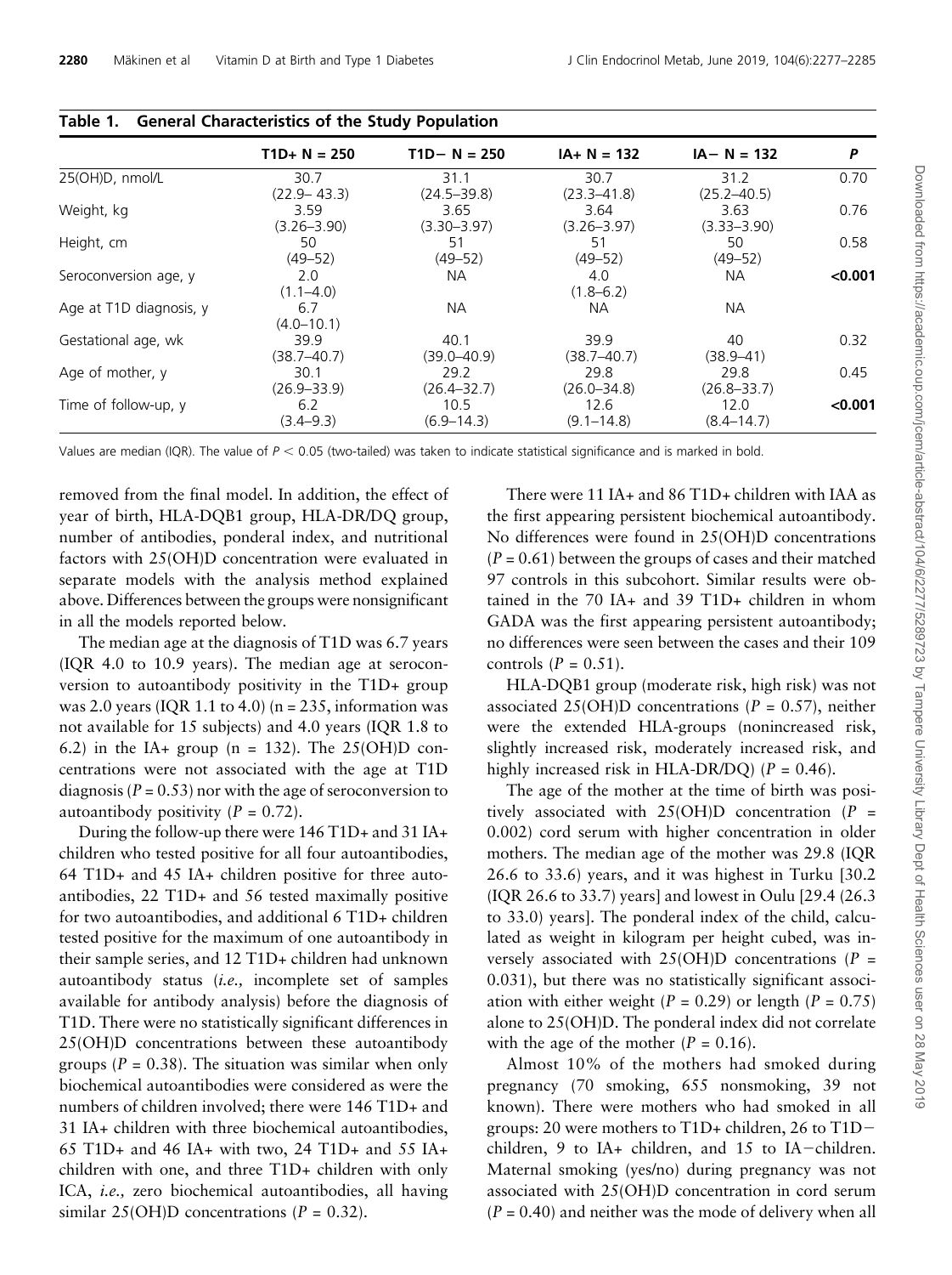**Table 1. General Characteristics of the Study Population**

| | T1D+ N = 250 | T1D− N = 250 | IA+ N = 132 | IA− N = 132 | *P* |
|---|---|---|---|---|---|
| 25(OH)D, nmol/L | 30.7 (22.9– 43.3) | 31.1 (24.5–39.8) | 30.7 (23.3–41.8) | 31.2 (25.2–40.5) | 0.70 |
| Weight, kg | 3.59 (3.26–3.90) | 3.65 (3.30–3.97) | 3.64 (3.26–3.97) | 3.63 (3.33–3.90) | 0.76 |
| Height, cm | 50 (49–52) | 51 (49–52) | 51 (49–52) | 50 (49–52) | 0.58 |
| Seroconversion age, y | 2.0 (1.1–4.0) | NA | 4.0 (1.8–6.2) | NA | **<0.001** |
| Age at T1D diagnosis, y | 6.7 (4.0–10.1) | NA | NA | NA | |
| Gestational age, wk | 39.9 (38.7–40.7) | 40.1 (39.0–40.9) | 39.9 (38.7–40.7) | 40 (38.9–41) | 0.32 |
| Age of mother, y | 30.1 (26.9–33.9) | 29.2 (26.4–32.7) | 29.8 (26.0–34.8) | 29.8 (26.8–33.7) | 0.45 |
| Time of follow-up, y | 6.2 (3.4–9.3) | 10.5 (6.9–14.3) | 12.6 (9.1–14.8) | 12.0 (8.4–14.7) | **<0.001** |

Values are median (IQR). The value of $P < 0.05$ (two-tailed) was taken to indicate statistical significance and is marked in bold.

removed from the final model. In addition, the effect of year of birth, HLA-DQB1 group, HLA-DR/DQ group, number of antibodies, ponderal index, and nutritional factors with 25(OH)D concentration were evaluated in separate models with the analysis method explained above. Differences between the groups were nonsignificant in all the models reported below.

The median age at the diagnosis of T1D was 6.7 years (IQR 4.0 to 10.9 years). The median age at seroconversion to autoantibody positivity in the T1D+ group was 2.0 years (IQR 1.1 to 4.0) (n = 235, information was not available for 15 subjects) and 4.0 years (IQR 1.8 to 6.2) in the IA+ group (n = 132). The 25(OH)D concentrations were not associated with the age at T1D diagnosis (*P* = 0.53) nor with the age of seroconversion to autoantibody positivity (*P* = 0.72).

During the follow-up there were 146 T1D+ and 31 IA+ children who tested positive for all four autoantibodies, 64 T1D+ and 45 IA+ children positive for three autoantibodies, 22 T1D+ and 56 tested maximally positive for two autoantibodies, and additional 6 T1D+ children tested positive for the maximum of one autoantibody in their sample series, and 12 T1D+ children had unknown autoantibody status (*i.e.*, incomplete set of samples available for antibody analysis) before the diagnosis of T1D. There were no statistically significant differences in 25(OH)D concentrations between these autoantibody groups (*P* = 0.38). The situation was similar when only biochemical autoantibodies were considered as were the numbers of children involved; there were 146 T1D+ and 31 IA+ children with three biochemical autoantibodies, 65 T1D+ and 46 IA+ with two, 24 T1D+ and 55 IA+ children with one, and three T1D+ children with only ICA, *i.e.*, zero biochemical autoantibodies, all having similar 25(OH)D concentrations (*P* = 0.32).

There were 11 IA+ and 86 T1D+ children with IAA as the first appearing persistent biochemical autoantibody. No differences were found in 25(OH)D concentrations (*P* = 0.61) between the groups of cases and their matched 97 controls in this subcohort. Similar results were obtained in the 70 IA+ and 39 T1D+ children in whom GADA was the first appearing persistent autoantibody; no differences were seen between the cases and their 109 controls (*P* = 0.51).

HLA-DQB1 group (moderate risk, high risk) was not associated 25(OH)D concentrations (*P* = 0.57), neither were the extended HLA-groups (nonincreased risk, slightly increased risk, moderately increased risk, and highly increased risk in HLA-DR/DQ) (*P* = 0.46).

The age of the mother at the time of birth was positively associated with 25(OH)D concentration (*P* = 0.002) cord serum with higher concentration in older mothers. The median age of the mother was 29.8 (IQR 26.6 to 33.6) years, and it was highest in Turku [30.2 (IQR 26.6 to 33.7) years] and lowest in Oulu [29.4 (26.3 to 33.0) years]. The ponderal index of the child, calculated as weight in kilogram per height cubed, was inversely associated with 25(OH)D concentrations (*P* = 0.031), but there was no statistically significant association with either weight (*P* = 0.29) or length (*P* = 0.75) alone to 25(OH)D. The ponderal index did not correlate with the age of the mother (*P* = 0.16).

Almost 10% of the mothers had smoked during pregnancy (70 smoking, 655 nonsmoking, 39 not known). There were mothers who had smoked in all groups: 20 were mothers to T1D+ children, 26 to T1D− children, 9 to IA+ children, and 15 to IA− children. Maternal smoking (yes/no) during pregnancy was not associated with 25(OH)D concentration in cord serum (*P* = 0.40) and neither was the mode of delivery when all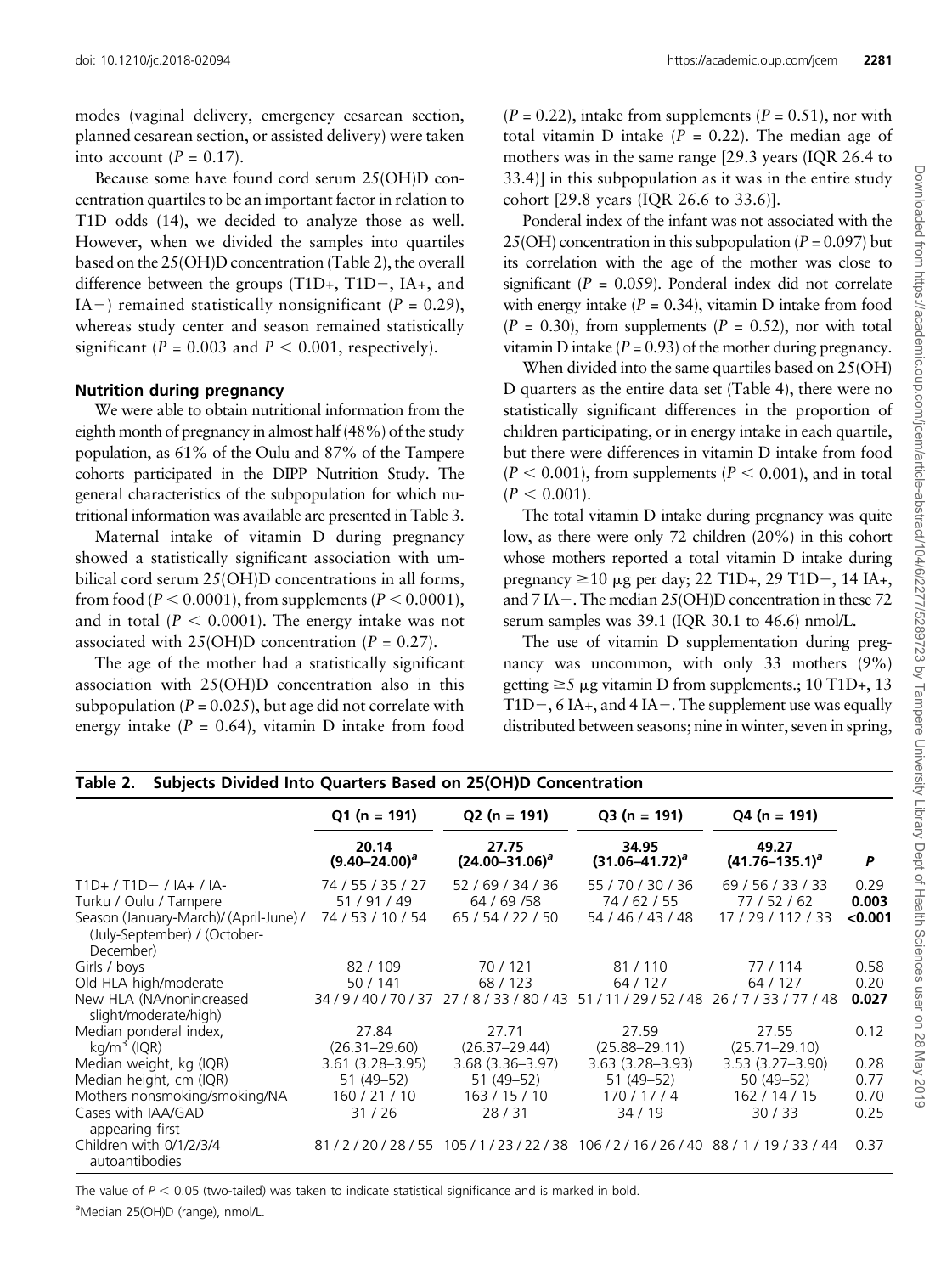modes (vaginal delivery, emergency cesarean section, planned cesarean section, or assisted delivery) were taken into account ($P = 0.17$).

Because some have found cord serum 25(OH)D concentration quartiles to be an important factor in relation to T1D odds (14), we decided to analyze those as well. However, when we divided the samples into quartiles based on the 25(OH)D concentration (Table 2), the overall difference between the groups (T1D+, T1D−, IA+, and IA−) remained statistically nonsignificant ($P = 0.29$), whereas study center and season remained statistically significant ($P = 0.003$ and $P < 0.001$, respectively).

### Nutrition during pregnancy

We were able to obtain nutritional information from the eighth month of pregnancy in almost half (48%) of the study population, as 61% of the Oulu and 87% of the Tampere cohorts participated in the DIPP Nutrition Study. The general characteristics of the subpopulation for which nutritional information was available are presented in Table 3.

Maternal intake of vitamin D during pregnancy showed a statistically significant association with umbilical cord serum 25(OH)D concentrations in all forms, from food ($P < 0.0001$), from supplements ($P < 0.0001$), and in total ($P < 0.0001$). The energy intake was not associated with 25(OH)D concentration ($P = 0.27$).

The age of the mother had a statistically significant association with 25(OH)D concentration also in this subpopulation ($P = 0.025$), but age did not correlate with energy intake ($P = 0.64$), vitamin D intake from food ($P = 0.22$), intake from supplements ($P = 0.51$), nor with total vitamin D intake ($P = 0.22$). The median age of mothers was in the same range [29.3 years (IQR 26.4 to 33.4)] in this subpopulation as it was in the entire study cohort [29.8 years (IQR 26.6 to 33.6)].

Ponderal index of the infant was not associated with the 25(OH) concentration in this subpopulation ($P = 0.097$) but its correlation with the age of the mother was close to significant ($P = 0.059$). Ponderal index did not correlate with energy intake ($P = 0.34$), vitamin D intake from food ($P = 0.30$), from supplements ($P = 0.52$), nor with total vitamin D intake ($P = 0.93$) of the mother during pregnancy.

When divided into the same quartiles based on 25(OH) D quarters as the entire data set (Table 4), there were no statistically significant differences in the proportion of children participating, or in energy intake in each quartile, but there were differences in vitamin D intake from food ($P < 0.001$), from supplements ($P < 0.001$), and in total ($P < 0.001$).

The total vitamin D intake during pregnancy was quite low, as there were only 72 children (20%) in this cohort whose mothers reported a total vitamin D intake during pregnancy ≥10 μg per day; 22 T1D+, 29 T1D−, 14 IA+, and 7 IA−. The median 25(OH)D concentration in these 72 serum samples was 39.1 (IQR 30.1 to 46.6) nmol/L.

The use of vitamin D supplementation during pregnancy was uncommon, with only 33 mothers (9%) getting ≥5 μg vitamin D from supplements.; 10 T1D+, 13 T1D−, 6 IA+, and 4 IA−. The supplement use was equally distributed between seasons; nine in winter, seven in spring,

**Table 2. Subjects Divided Into Quarters Based on 25(OH)D Concentration**

| | Q1 (n = 191) | Q2 (n = 191) | Q3 (n = 191) | Q4 (n = 191) | |
|---|---|---|---|---|---|
| | 20.14 (9.40–24.00)[a] | 27.75 (24.00–31.06)[a] | 34.95 (31.06–41.72)[a] | 49.27 (41.76–135.1)[a] | *P* |
| T1D+ / T1D− / IA+ / IA- | 74 / 55 / 35 / 27 | 52 / 69 / 34 / 36 | 55 / 70 / 30 / 36 | 69 / 56 / 33 / 33 | 0.29 |
| Turku / Oulu / Tampere | 51 / 91 / 49 | 64 / 69 /58 | 74 / 62 / 55 | 77 / 52 / 62 | **0.003** |
| Season (January-March)/ (April-June) / (July-September) / (October-December) | 74 / 53 / 10 / 54 | 65 / 54 / 22 / 50 | 54 / 46 / 43 / 48 | 17 / 29 / 112 / 33 | **<0.001** |
| Girls / boys | 82 / 109 | 70 / 121 | 81 / 110 | 77 / 114 | 0.58 |
| Old HLA high/moderate | 50 / 141 | 68 / 123 | 64 / 127 | 64 / 127 | 0.20 |
| New HLA (NA/nonincreased slight/moderate/high) | 34 / 9 / 40 / 70 / 37 | 27 / 8 / 33 / 80 / 43 | 51 / 11 / 29 / 52 / 48 | 26 / 7 / 33 / 77 / 48 | **0.027** |
| Median ponderal index, kg/m[3] (IQR) | 27.84 (26.31–29.60) | 27.71 (26.37–29.44) | 27.59 (25.88–29.11) | 27.55 (25.71–29.10) | 0.12 |
| Median weight, kg (IQR) | 3.61 (3.28–3.95) | 3.68 (3.36–3.97) | 3.63 (3.28–3.93) | 3.53 (3.27–3.90) | 0.28 |
| Median height, cm (IQR) | 51 (49–52) | 51 (49–52) | 51 (49–52) | 50 (49–52) | 0.77 |
| Mothers nonsmoking/smoking/NA | 160 / 21 / 10 | 163 / 15 / 10 | 170 / 17 / 4 | 162 / 14 / 15 | 0.70 |
| Cases with IAA/GAD appearing first | 31 / 26 | 28 / 31 | 34 / 19 | 30 / 33 | 0.25 |
| Children with 0/1/2/3/4 autoantibodies | 81 / 2 / 20 / 28 / 55 | 105 / 1 / 23 / 22 / 38 | 106 / 2 / 16 / 26 / 40 | 88 / 1 / 19 / 33 / 44 | 0.37 |

The value of $P < 0.05$ (two-tailed) was taken to indicate statistical significance and is marked in bold.

[a]Median 25(OH)D (range), nmol/L.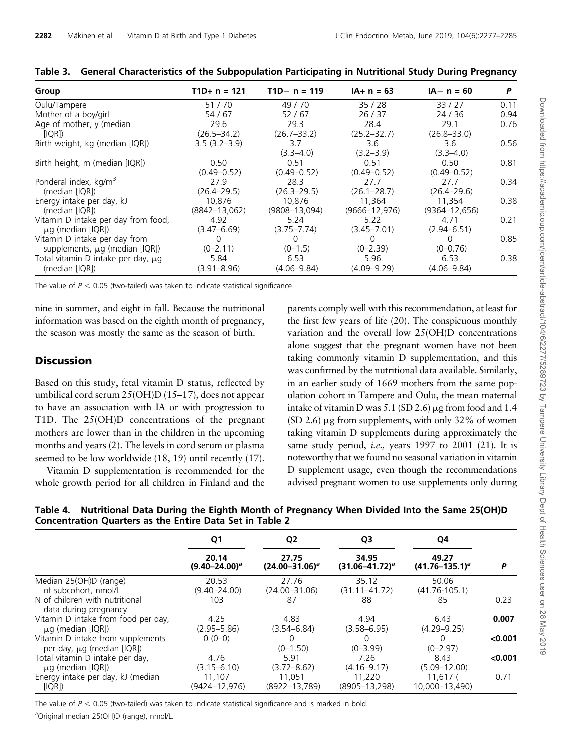**Table 3. General Characteristics of the Subpopulation Participating in Nutritional Study During Pregnancy**

| Group | T1D+ n = 121 | T1D− n = 119 | IA+ n = 63 | IA− n = 60 | P |
|---|---|---|---|---|---|
| Oulu/Tampere | 51 / 70 | 49 / 70 | 35 / 28 | 33 / 27 | 0.11 |
| Mother of a boy/girl | 54 / 67 | 52 / 67 | 26 / 37 | 24 / 36 | 0.94 |
| Age of mother, y (median [IQR]) | 29.6 (26.5–34.2) | 29.3 (26.7–33.2) | 28.4 (25.2–32.7) | 29.1 (26.8–33.0) | 0.76 |
| Birth weight, kg (median [IQR]) | 3.5 (3.2–3.9) | 3.7 (3.3–4.0) | 3.6 (3.2–3.9) | 3.6 (3.3–4.0) | 0.56 |
| Birth height, m (median [IQR]) | 0.50 (0.49–0.52) | 0.51 (0.49–0.52) | 0.51 (0.49–0.52) | 0.50 (0.49–0.52) | 0.81 |
| Ponderal index, kg/m$^3$ (median [IQR]) | 27.9 (26.4–29.5) | 28.3 (26.3–29.5) | 27.7 (26.1–28.7) | 27.7 (26.4–29.6) | 0.34 |
| Energy intake per day, kJ (median [IQR]) | 10,876 (8842–13,062) | 10,876 (9808–13,094) | 11,364 (9666–12,976) | 11,354 (9364–12,656) | 0.38 |
| Vitamin D intake per day from food, μg (median [IQR]) | 4.92 (3.47–6.69) | 5.24 (3.75–7.74) | 5.22 (3.45–7.01) | 4.71 (2.94–6.51) | 0.21 |
| Vitamin D intake per day from supplements, μg (median [IQR]) | 0 (0–2.11) | 0 (0–1.5) | 0 (0–2.39) | 0 (0–0.76) | 0.85 |
| Total vitamin D intake per day, μg (median [IQR]) | 5.84 (3.91–8.96) | 6.53 (4.06–9.84) | 5.96 (4.09–9.29) | 6.53 (4.06–9.84) | 0.38 |

The value of $P < 0.05$ (two-tailed) was taken to indicate statistical significance.

nine in summer, and eight in fall. Because the nutritional information was based on the eighth month of pregnancy, the season was mostly the same as the season of birth.

## Discussion

Based on this study, fetal vitamin D status, reflected by umbilical cord serum 25(OH)D (15–17), does not appear to have an association with IA or with progression to T1D. The 25(OH)D concentrations of the pregnant mothers are lower than in the children in the upcoming months and years (2). The levels in cord serum or plasma seemed to be low worldwide (18, 19) until recently (17).

Vitamin D supplementation is recommended for the whole growth period for all children in Finland and the parents comply well with this recommendation, at least for the first few years of life (20). The conspicuous monthly variation and the overall low 25(OH)D concentrations alone suggest that the pregnant women have not been taking commonly vitamin D supplementation, and this was confirmed by the nutritional data available. Similarly, in an earlier study of 1669 mothers from the same population cohort in Tampere and Oulu, the mean maternal intake of vitamin D was 5.1 (SD 2.6) μg from food and 1.4 (SD 2.6) μg from supplements, with only 32% of women taking vitamin D supplements during approximately the same study period, *i.e.,* years 1997 to 2001 (21). It is noteworthy that we found no seasonal variation in vitamin D supplement usage, even though the recommendations advised pregnant women to use supplements only during

**Table 4. Nutritional Data During the Eighth Month of Pregnancy When Divided Into the Same 25(OH)D Concentration Quarters as the Entire Data Set in Table 2**

| | Q1 | Q2 | Q3 | Q4 | |
|---|---|---|---|---|---|
| | 20.14 (9.40–24.00)[a] | 27.75 (24.00–31.06)[a] | 34.95 (31.06–41.72)[a] | 49.27 (41.76–135.1)[a] | P |
| Median 25(OH)D (range) of subcohort, nmol/L | 20.53 (9.40–24.00) | 27.76 (24.00–31.06) | 35.12 (31.11–41.72) | 50.06 (41.76-105.1) | |
| N of children with nutritional data during pregnancy | 103 | 87 | 88 | 85 | 0.23 |
| Vitamin D intake from food per day, μg (median [IQR]) | 4.25 (2.95–5.86) | 4.83 (3.54–6.84) | 4.94 (3.58–6.95) | 6.43 (4.29–9.25) | **0.007** |
| Vitamin D intake from supplements per day, μg (median [IQR]) | 0 (0–0) | 0 (0–1.50) | 0 (0–3.99) | 0 (0–2.97) | **<0.001** |
| Total vitamin D intake per day, μg (median [IQR]) | 4.76 (3.15–6.10) | 5.91 (3.72–8.62) | 7.26 (4.16–9.17) | 8.43 (5.09–12.00) | **<0.001** |
| Energy intake per day, kJ (median [IQR]) | 11,107 (9424–12,976) | 11,051 (8922–13,789) | 11,220 (8905–13,298) | 11,617 ( 10,000–13,490) | 0.71 |

The value of $P < 0.05$ (two-tailed) was taken to indicate statistical significance and is marked in bold.

[a]Original median 25(OH)D (range), nmol/L.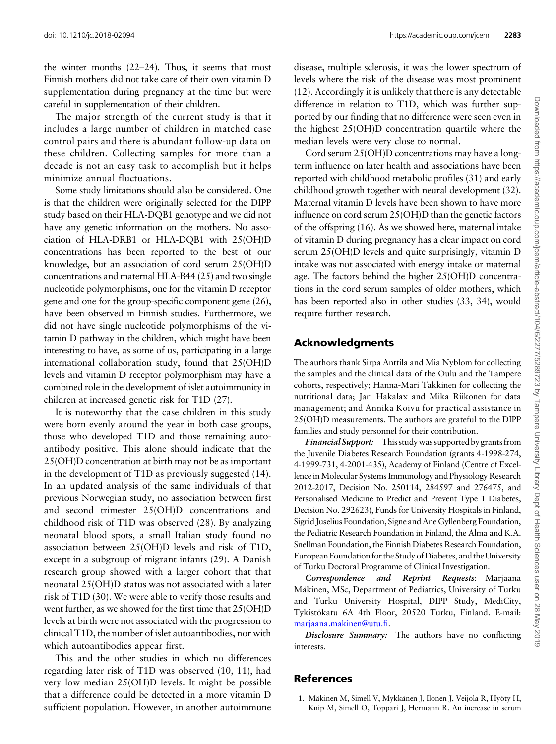the winter months (22–24). Thus, it seems that most Finnish mothers did not take care of their own vitamin D supplementation during pregnancy at the time but were careful in supplementation of their children.

The major strength of the current study is that it includes a large number of children in matched case control pairs and there is abundant follow-up data on these children. Collecting samples for more than a decade is not an easy task to accomplish but it helps minimize annual fluctuations.

Some study limitations should also be considered. One is that the children were originally selected for the DIPP study based on their HLA-DQB1 genotype and we did not have any genetic information on the mothers. No association of HLA-DRB1 or HLA-DQB1 with 25(OH)D concentrations has been reported to the best of our knowledge, but an association of cord serum 25(OH)D concentrations and maternal HLA-B44 (25) and two single nucleotide polymorphisms, one for the vitamin D receptor gene and one for the group-specific component gene (26), have been observed in Finnish studies. Furthermore, we did not have single nucleotide polymorphisms of the vitamin D pathway in the children, which might have been interesting to have, as some of us, participating in a large international collaboration study, found that 25(OH)D levels and vitamin D receptor polymorphism may have a combined role in the development of islet autoimmunity in children at increased genetic risk for T1D (27).

It is noteworthy that the case children in this study were born evenly around the year in both case groups, those who developed T1D and those remaining autoantibody positive. This alone should indicate that the 25(OH)D concentration at birth may not be as important in the development of T1D as previously suggested (14). In an updated analysis of the same individuals of that previous Norwegian study, no association between first and second trimester 25(OH)D concentrations and childhood risk of T1D was observed (28). By analyzing neonatal blood spots, a small Italian study found no association between 25(OH)D levels and risk of T1D, except in a subgroup of migrant infants (29). A Danish research group showed with a larger cohort that that neonatal 25(OH)D status was not associated with a later risk of T1D (30). We were able to verify those results and went further, as we showed for the first time that 25(OH)D levels at birth were not associated with the progression to clinical T1D, the number of islet autoantibodies, nor with which autoantibodies appear first.

This and the other studies in which no differences regarding later risk of T1D was observed (10, 11), had very low median 25(OH)D levels. It might be possible that a difference could be detected in a more vitamin D sufficient population. However, in another autoimmune disease, multiple sclerosis, it was the lower spectrum of levels where the risk of the disease was most prominent (12). Accordingly it is unlikely that there is any detectable difference in relation to T1D, which was further supported by our finding that no difference were seen even in the highest 25(OH)D concentration quartile where the median levels were very close to normal.

Cord serum 25(OH)D concentrations may have a long-term influence on later health and associations have been reported with childhood metabolic profiles (31) and early childhood growth together with neural development (32). Maternal vitamin D levels have been shown to have more influence on cord serum 25(OH)D than the genetic factors of the offspring (16). As we showed here, maternal intake of vitamin D during pregnancy has a clear impact on cord serum 25(OH)D levels and quite surprisingly, vitamin D intake was not associated with energy intake or maternal age. The factors behind the higher 25(OH)D concentrations in the cord serum samples of older mothers, which has been reported also in other studies (33, 34), would require further research.

## Acknowledgments

The authors thank Sirpa Anttila and Mia Nyblom for collecting the samples and the clinical data of the Oulu and the Tampere cohorts, respectively; Hanna-Mari Takkinen for collecting the nutritional data; Jari Hakalax and Mika Riikonen for data management; and Annika Koivu for practical assistance in 25(OH)D measurements. The authors are grateful to the DIPP families and study personnel for their contribution.

***Financial Support:*** This study was supported by grants from the Juvenile Diabetes Research Foundation (grants 4-1998-274, 4-1999-731, 4-2001-435), Academy of Finland (Centre of Excellence in Molecular Systems Immunology and Physiology Research 2012-2017, Decision No. 250114, 284597 and 276475, and Personalised Medicine to Predict and Prevent Type 1 Diabetes, Decision No. 292623), Funds for University Hospitals in Finland, Sigrid Juselius Foundation, Signe and Ane Gyllenberg Foundation, the Pediatric Research Foundation in Finland, the Alma and K.A. Snellman Foundation, the Finnish Diabetes Research Foundation, European Foundation for the Study of Diabetes, and the University of Turku Doctoral Programme of Clinical Investigation.

***Correspondence and Reprint Requests***: Marjaana Mäkinen, MSc, Department of Pediatrics, University of Turku and Turku University Hospital, DIPP Study, MediCity, Tykistökatu 6A 4th Floor, 20520 Turku, Finland. E-mail: marjaana.makinen@utu.fi.

***Disclosure Summary:*** The authors have no conflicting interests.

## References

1. Mäkinen M, Simell V, Mykkänen J, Ilonen J, Veijola R, Hyöty H, Knip M, Simell O, Toppari J, Hermann R. An increase in serum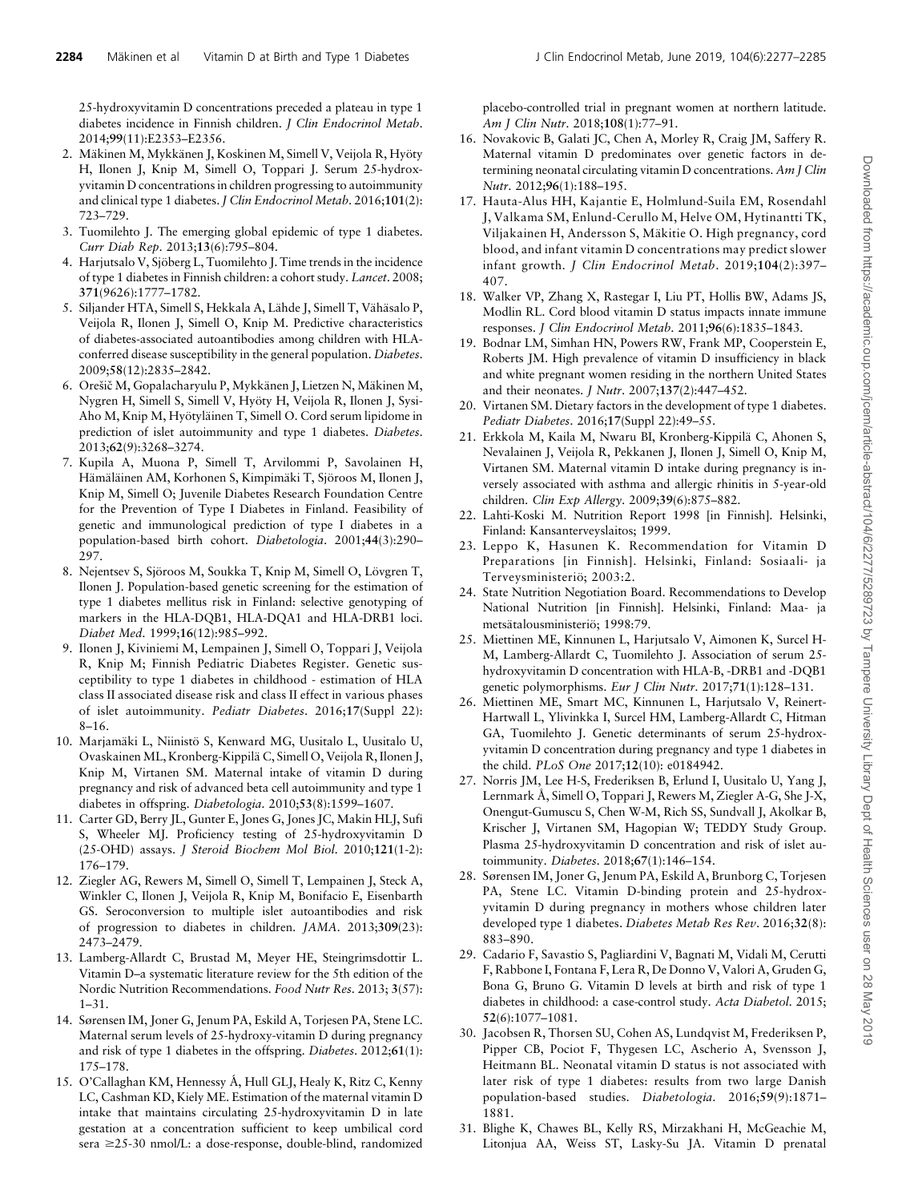25-hydroxyvitamin D concentrations preceded a plateau in type 1 diabetes incidence in Finnish children. *J Clin Endocrinol Metab*. 2014;**99**(11):E2353–E2356.

2. Mäkinen M, Mykkänen J, Koskinen M, Simell V, Veijola R, Hyöty H, Ilonen J, Knip M, Simell O, Toppari J. Serum 25-hydroxyvitamin D concentrations in children progressing to autoimmunity and clinical type 1 diabetes. *J Clin Endocrinol Metab*. 2016;**101**(2):723–729.
3. Tuomilehto J. The emerging global epidemic of type 1 diabetes. *Curr Diab Rep*. 2013;**13**(6):795–804.
4. Harjutsalo V, Sjöberg L, Tuomilehto J. Time trends in the incidence of type 1 diabetes in Finnish children: a cohort study. *Lancet*. 2008;**371**(9626):1777–1782.
5. Siljander HTA, Simell S, Hekkala A, Lähde J, Simell T, Vähäsalo P, Veijola R, Ilonen J, Simell O, Knip M. Predictive characteristics of diabetes-associated autoantibodies among children with HLA-conferred disease susceptibility in the general population. *Diabetes*. 2009;**58**(12):2835–2842.
6. Orešič M, Gopalacharyulu P, Mykkänen J, Lietzen N, Mäkinen M, Nygren H, Simell S, Simell V, Hyöty H, Veijola R, Ilonen J, Sysi-Aho M, Knip M, Hyötyläinen T, Simell O. Cord serum lipidome in prediction of islet autoimmunity and type 1 diabetes. *Diabetes*. 2013;**62**(9):3268–3274.
7. Kupila A, Muona P, Simell T, Arvilommi P, Savolainen H, Hämäläinen AM, Korhonen S, Kimpimäki T, Sjöroos M, Ilonen J, Knip M, Simell O; Juvenile Diabetes Research Foundation Centre for the Prevention of Type I Diabetes in Finland. Feasibility of genetic and immunological prediction of type I diabetes in a population-based birth cohort. *Diabetologia*. 2001;**44**(3):290–297.
8. Nejentsev S, Sjöroos M, Soukka T, Knip M, Simell O, Lövgren T, Ilonen J. Population-based genetic screening for the estimation of type 1 diabetes mellitus risk in Finland: selective genotyping of markers in the HLA-DQB1, HLA-DQA1 and HLA-DRB1 loci. *Diabet Med*. 1999;**16**(12):985–992.
9. Ilonen J, Kiviniemi M, Lempainen J, Simell O, Toppari J, Veijola R, Knip M; Finnish Pediatric Diabetes Register. Genetic susceptibility to type 1 diabetes in childhood - estimation of HLA class II associated disease risk and class II effect in various phases of islet autoimmunity. *Pediatr Diabetes*. 2016;**17**(Suppl 22):8–16.
10. Marjamäki L, Niinistö S, Kenward MG, Uusitalo L, Uusitalo U, Ovaskainen ML, Kronberg-Kippilä C, Simell O, Veijola R, Ilonen J, Knip M, Virtanen SM. Maternal intake of vitamin D during pregnancy and risk of advanced beta cell autoimmunity and type 1 diabetes in offspring. *Diabetologia*. 2010;**53**(8):1599–1607.
11. Carter GD, Berry JL, Gunter E, Jones G, Jones JC, Makin HLJ, Sufi S, Wheeler MJ. Proficiency testing of 25-hydroxyvitamin D (25-OHD) assays. *J Steroid Biochem Mol Biol*. 2010;**121**(1-2):176–179.
12. Ziegler AG, Rewers M, Simell O, Simell T, Lempainen J, Steck A, Winkler C, Ilonen J, Veijola R, Knip M, Bonifacio E, Eisenbarth GS. Seroconversion to multiple islet autoantibodies and risk of progression to diabetes in children. *JAMA*. 2013;**309**(23):2473–2479.
13. Lamberg-Allardt C, Brustad M, Meyer HE, Steingrimsdottir L. Vitamin D–a systematic literature review for the 5th edition of the Nordic Nutrition Recommendations. *Food Nutr Res*. 2013; **3**(57):1–31.
14. Sørensen IM, Joner G, Jenum PA, Eskild A, Torjesen PA, Stene LC. Maternal serum levels of 25-hydroxy-vitamin D during pregnancy and risk of type 1 diabetes in the offspring. *Diabetes*. 2012;**61**(1):175–178.
15. O'Callaghan KM, Hennessy Á, Hull GLJ, Healy K, Ritz C, Kenny LC, Cashman KD, Kiely ME. Estimation of the maternal vitamin D intake that maintains circulating 25-hydroxyvitamin D in late gestation at a concentration sufficient to keep umbilical cord sera ≥25-30 nmol/L: a dose-response, double-blind, randomized placebo-controlled trial in pregnant women at northern latitude. *Am J Clin Nutr*. 2018;**108**(1):77–91.
16. Novakovic B, Galati JC, Chen A, Morley R, Craig JM, Saffery R. Maternal vitamin D predominates over genetic factors in determining neonatal circulating vitamin D concentrations. *Am J Clin Nutr*. 2012;**96**(1):188–195.
17. Hauta-Alus HH, Kajantie E, Holmlund-Suila EM, Rosendahl J, Valkama SM, Enlund-Cerullo M, Helve OM, Hytinantti TK, Viljakainen H, Andersson S, Mäkitie O. High pregnancy, cord blood, and infant vitamin D concentrations may predict slower infant growth. *J Clin Endocrinol Metab*. 2019;**104**(2):397–407.
18. Walker VP, Zhang X, Rastegar I, Liu PT, Hollis BW, Adams JS, Modlin RL. Cord blood vitamin D status impacts innate immune responses. *J Clin Endocrinol Metab*. 2011;**96**(6):1835–1843.
19. Bodnar LM, Simhan HN, Powers RW, Frank MP, Cooperstein E, Roberts JM. High prevalence of vitamin D insufficiency in black and white pregnant women residing in the northern United States and their neonates. *J Nutr*. 2007;**137**(2):447–452.
20. Virtanen SM. Dietary factors in the development of type 1 diabetes. *Pediatr Diabetes*. 2016;**17**(Suppl 22):49–55.
21. Erkkola M, Kaila M, Nwaru BI, Kronberg-Kippilä C, Ahonen S, Nevalainen J, Veijola R, Pekkanen J, Ilonen J, Simell O, Knip M, Virtanen SM. Maternal vitamin D intake during pregnancy is inversely associated with asthma and allergic rhinitis in 5-year-old children. *Clin Exp Allergy*. 2009;**39**(6):875–882.
22. Lahti-Koski M. Nutrition Report 1998 [in Finnish]. Helsinki, Finland: Kansanterveyslaitos; 1999.
23. Leppo K, Hasunen K. Recommendation for Vitamin D Preparations [in Finnish]. Helsinki, Finland: Sosiaali- ja Terveysministeriö; 2003:2.
24. State Nutrition Negotiation Board. Recommendations to Develop National Nutrition [in Finnish]. Helsinki, Finland: Maa- ja metsätalousministeriö; 1998:79.
25. Miettinen ME, Kinnunen L, Harjutsalo V, Aimonen K, Surcel H-M, Lamberg-Allardt C, Tuomilehto J. Association of serum 25-hydroxyvitamin D concentration with HLA-B, -DRB1 and -DQB1 genetic polymorphisms. *Eur J Clin Nutr*. 2017;**71**(1):128–131.
26. Miettinen ME, Smart MC, Kinnunen L, Harjutsalo V, Reinert-Hartwall L, Ylivinkka I, Surcel HM, Lamberg-Allardt C, Hitman GA, Tuomilehto J. Genetic determinants of serum 25-hydroxyvitamin D concentration during pregnancy and type 1 diabetes in the child. *PLoS One* 2017;**12**(10): e0184942.
27. Norris JM, Lee H-S, Frederiksen B, Erlund I, Uusitalo U, Yang J, Lernmark Å, Simell O, Toppari J, Rewers M, Ziegler A-G, She J-X, Onengut-Gumuscu S, Chen W-M, Rich SS, Sundvall J, Akolkar B, Krischer J, Virtanen SM, Hagopian W; TEDDY Study Group. Plasma 25-hydroxyvitamin D concentration and risk of islet autoimmunity. *Diabetes*. 2018;**67**(1):146–154.
28. Sørensen IM, Joner G, Jenum PA, Eskild A, Brunborg C, Torjesen PA, Stene LC. Vitamin D-binding protein and 25-hydroxyvitamin D during pregnancy in mothers whose children later developed type 1 diabetes. *Diabetes Metab Res Rev*. 2016;**32**(8):883–890.
29. Cadario F, Savastio S, Pagliardini V, Bagnati M, Vidali M, Cerutti F, Rabbone I, Fontana F, Lera R, De Donno V, Valori A, Gruden G, Bona G, Bruno G. Vitamin D levels at birth and risk of type 1 diabetes in childhood: a case-control study. *Acta Diabetol*. 2015;**52**(6):1077–1081.
30. Jacobsen R, Thorsen SU, Cohen AS, Lundqvist M, Frederiksen P, Pipper CB, Pociot F, Thygesen LC, Ascherio A, Svensson J, Heitmann BL. Neonatal vitamin D status is not associated with later risk of type 1 diabetes: results from two large Danish population-based studies. *Diabetologia*. 2016;**59**(9):1871–1881.
31. Blighe K, Chawes BL, Kelly RS, Mirzakhani H, McGeachie M, Litonjua AA, Weiss ST, Lasky-Su JA. Vitamin D prenatal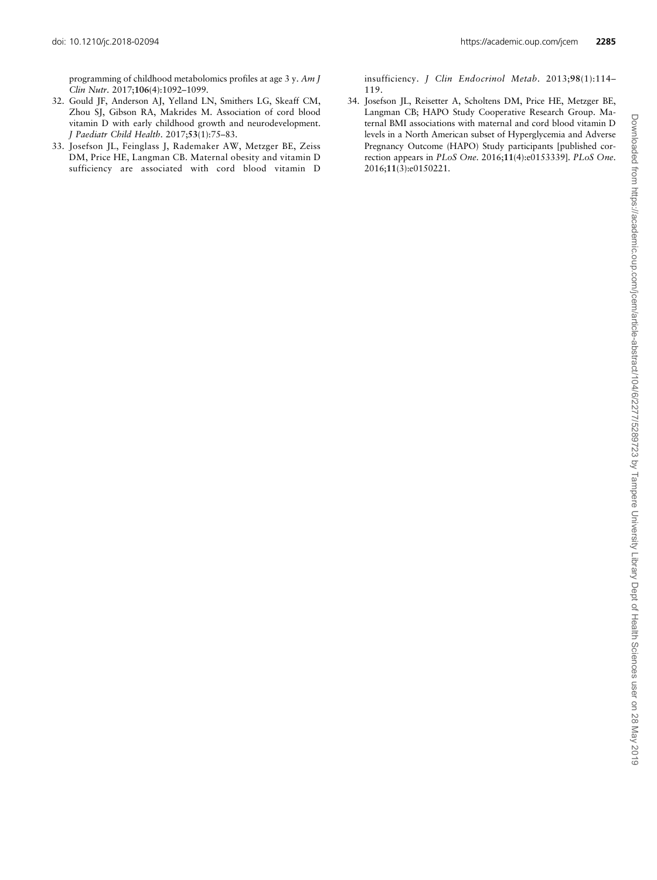programming of childhood metabolomics profiles at age 3 y. *Am J Clin Nutr*. 2017;**106**(4):1092–1099.

32. Gould JF, Anderson AJ, Yelland LN, Smithers LG, Skeaff CM, Zhou SJ, Gibson RA, Makrides M. Association of cord blood vitamin D with early childhood growth and neurodevelopment. *J Paediatr Child Health*. 2017;**53**(1):75–83.
33. Josefson JL, Feinglass J, Rademaker AW, Metzger BE, Zeiss DM, Price HE, Langman CB. Maternal obesity and vitamin D sufficiency are associated with cord blood vitamin D insufficiency. *J Clin Endocrinol Metab*. 2013;**98**(1):114–119.
34. Josefson JL, Reisetter A, Scholtens DM, Price HE, Metzger BE, Langman CB; HAPO Study Cooperative Research Group. Maternal BMI associations with maternal and cord blood vitamin D levels in a North American subset of Hyperglycemia and Adverse Pregnancy Outcome (HAPO) Study participants [published correction appears in *PLoS One*. 2016;**11**(4):e0153339]. *PLoS One*. 2016;**11**(3):e0150221.